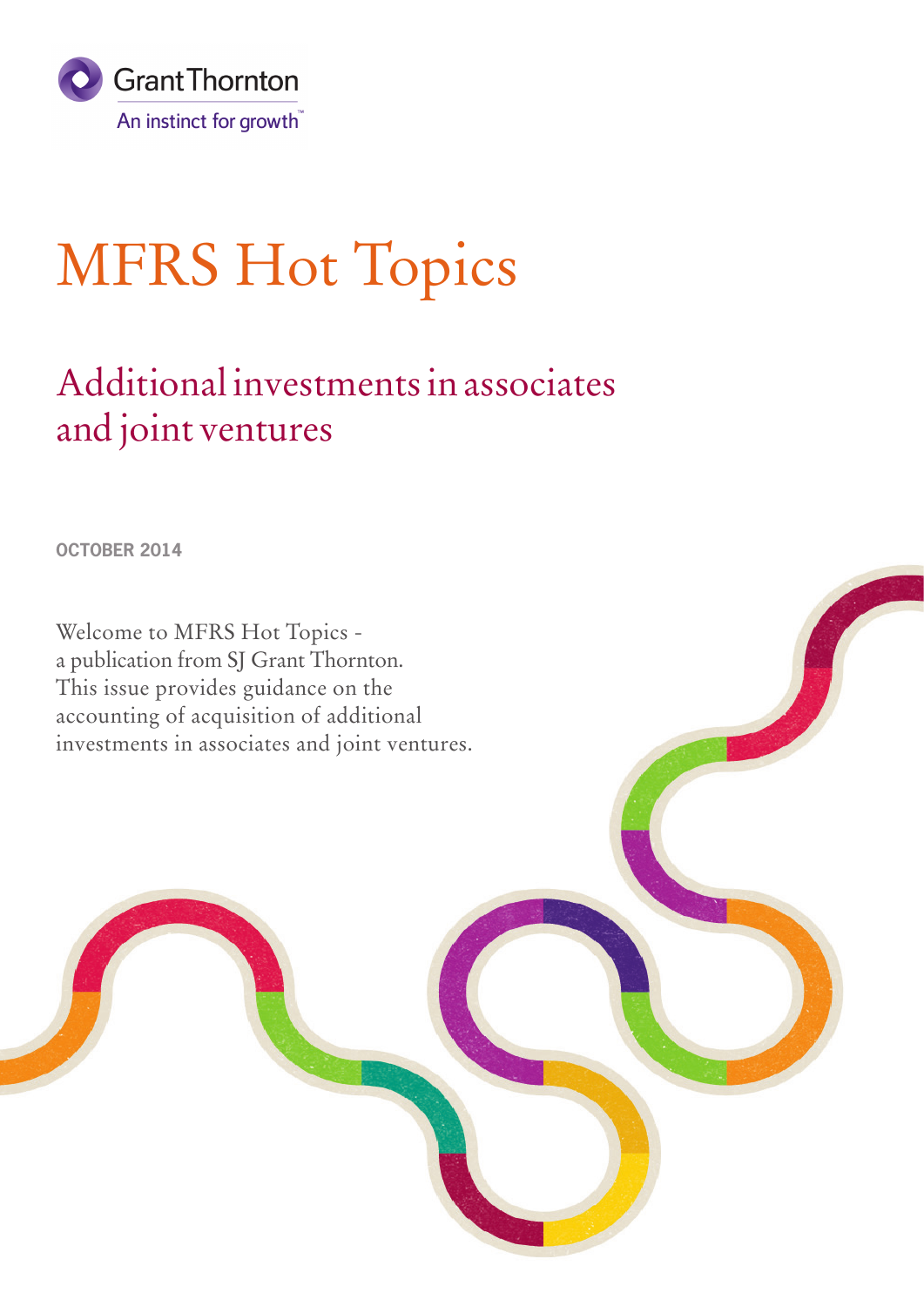Grant Thornton

An instinct for growth™

# MFRS Hot Topics

## Additional investments in associates and joint ventures

**OCTOBER 2014**

Welcome to MFRS Hot Topics - a publication from SJ Grant Thornton. This issue provides guidance on the accounting of acquisition of additional investments in associates and joint ventures.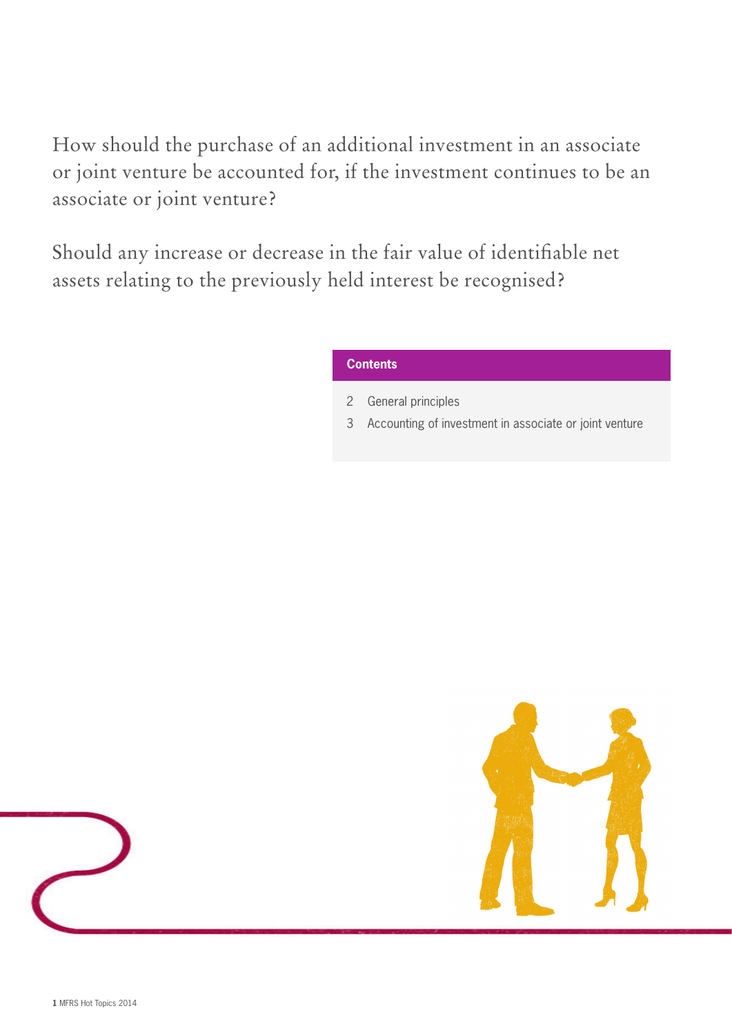How should the purchase of an additional investment in an associate or joint venture be accounted for, if the investment continues to be an associate or joint venture?

Should any increase or decrease in the fair value of identifiable net assets relating to the previously held interest be recognised?

**Contents**

2 General principles

3 Accounting of investment in associate or joint venture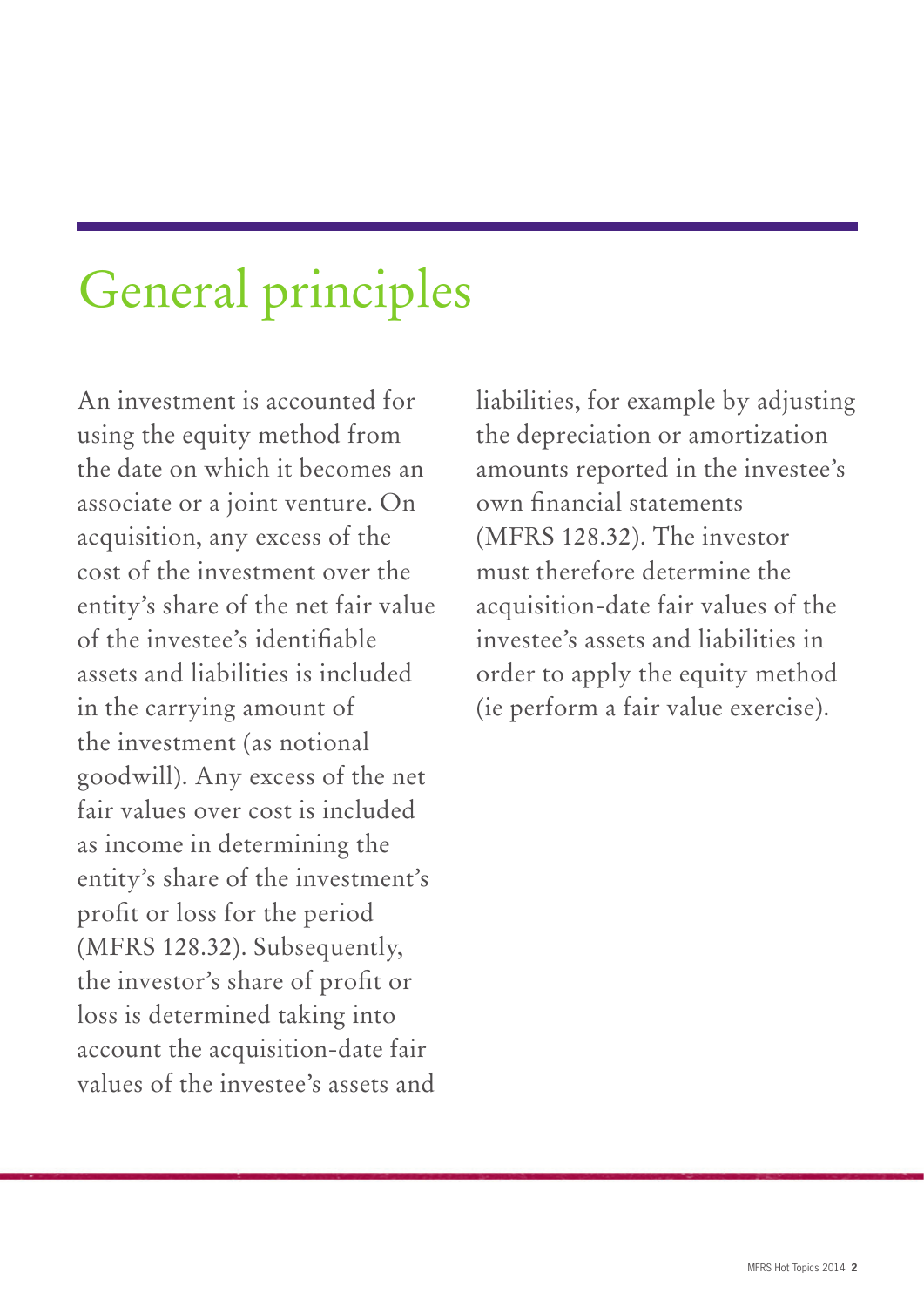# General principles

An investment is accounted for using the equity method from the date on which it becomes an associate or a joint venture. On acquisition, any excess of the cost of the investment over the entity's share of the net fair value of the investee's identifiable assets and liabilities is included in the carrying amount of the investment (as notional goodwill). Any excess of the net fair values over cost is included as income in determining the entity's share of the investment's profit or loss for the period (MFRS 128.32). Subsequently, the investor's share of profit or loss is determined taking into account the acquisition-date fair values of the investee's assets and liabilities, for example by adjusting the depreciation or amortization amounts reported in the investee's own financial statements (MFRS 128.32). The investor must therefore determine the acquisition-date fair values of the investee's assets and liabilities in order to apply the equity method (ie perform a fair value exercise).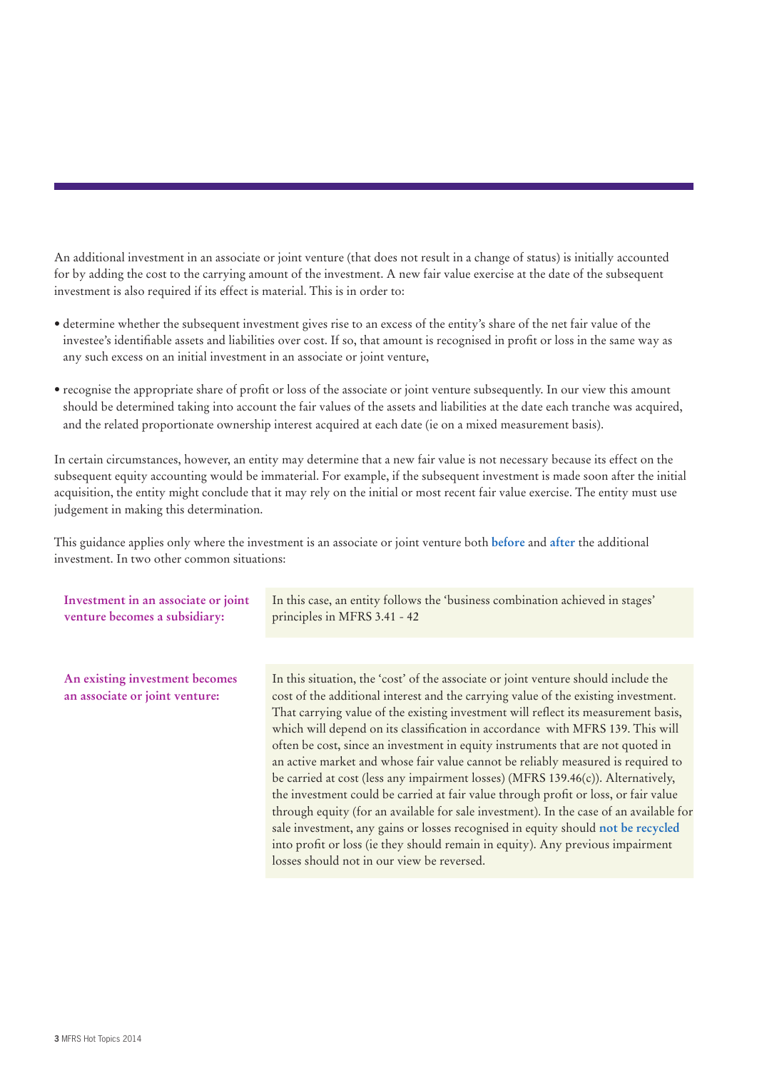An additional investment in an associate or joint venture (that does not result in a change of status) is initially accounted for by adding the cost to the carrying amount of the investment. A new fair value exercise at the date of the subsequent investment is also required if its effect is material. This is in order to:

- determine whether the subsequent investment gives rise to an excess of the entity's share of the net fair value of the investee's identifiable assets and liabilities over cost. If so, that amount is recognised in profit or loss in the same way as any such excess on an initial investment in an associate or joint venture,
- recognise the appropriate share of profit or loss of the associate or joint venture subsequently. In our view this amount should be determined taking into account the fair values of the assets and liabilities at the date each tranche was acquired, and the related proportionate ownership interest acquired at each date (ie on a mixed measurement basis).

In certain circumstances, however, an entity may determine that a new fair value is not necessary because its effect on the subsequent equity accounting would be immaterial. For example, if the subsequent investment is made soon after the initial acquisition, the entity might conclude that it may rely on the initial or most recent fair value exercise. The entity must use judgement in making this determination.

This guidance applies only where the investment is an associate or joint venture both **before** and **after** the additional investment. In two other common situations:

| | |
|---|---|
| **Investment in an associate or joint venture becomes a subsidiary:** | In this case, an entity follows the 'business combination achieved in stages' principles in MFRS 3.41 - 42 |
| **An existing investment becomes an associate or joint venture:** | In this situation, the 'cost' of the associate or joint venture should include the cost of the additional interest and the carrying value of the existing investment. That carrying value of the existing investment will reflect its measurement basis, which will depend on its classification in accordance with MFRS 139. This will often be cost, since an investment in equity instruments that are not quoted in an active market and whose fair value cannot be reliably measured is required to be carried at cost (less any impairment losses) (MFRS 139.46(c)). Alternatively, the investment could be carried at fair value through profit or loss, or fair value through equity (for an available for sale investment). In the case of an available for sale investment, any gains or losses recognised in equity should **not be recycled** into profit or loss (ie they should remain in equity). Any previous impairment losses should not in our view be reversed. |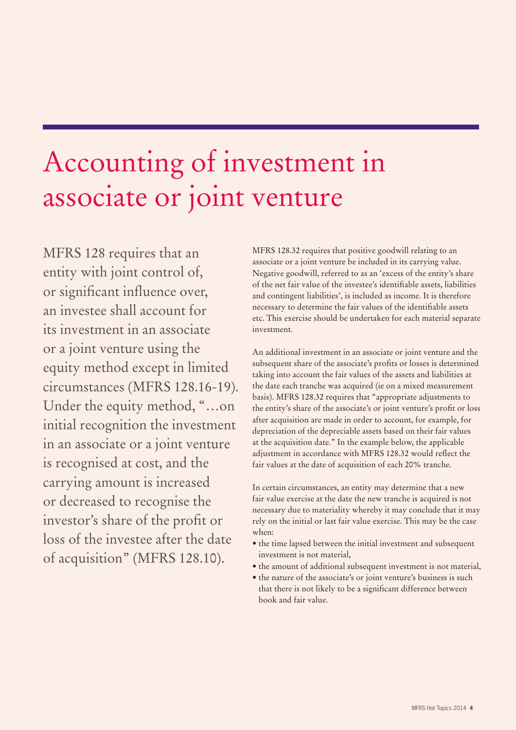# Accounting of investment in associate or joint venture

MFRS 128 requires that an entity with joint control of, or significant influence over, an investee shall account for its investment in an associate or a joint venture using the equity method except in limited circumstances (MFRS 128.16-19). Under the equity method, "…on initial recognition the investment in an associate or a joint venture is recognised at cost, and the carrying amount is increased or decreased to recognise the investor's share of the profit or loss of the investee after the date of acquisition" (MFRS 128.10).

MFRS 128.32 requires that positive goodwill relating to an associate or a joint venture be included in its carrying value. Negative goodwill, referred to as an 'excess of the entity's share of the net fair value of the investee's identifiable assets, liabilities and contingent liabilities', is included as income. It is therefore necessary to determine the fair values of the identifiable assets etc. This exercise should be undertaken for each material separate investment.

An additional investment in an associate or joint venture and the subsequent share of the associate's profits or losses is determined taking into account the fair values of the assets and liabilities at the date each tranche was acquired (ie on a mixed measurement basis). MFRS 128.32 requires that "appropriate adjustments to the entity's share of the associate's or joint venture's profit or loss after acquisition are made in order to account, for example, for depreciation of the depreciable assets based on their fair values at the acquisition date." In the example below, the applicable adjustment in accordance with MFRS 128.32 would reflect the fair values at the date of acquisition of each 20% tranche.

In certain circumstances, an entity may determine that a new fair value exercise at the date the new tranche is acquired is not necessary due to materiality whereby it may conclude that it may rely on the initial or last fair value exercise. This may be the case when:

- the time lapsed between the initial investment and subsequent investment is not material,
- the amount of additional subsequent investment is not material,
- the nature of the associate's or joint venture's business is such that there is not likely to be a significant difference between book and fair value.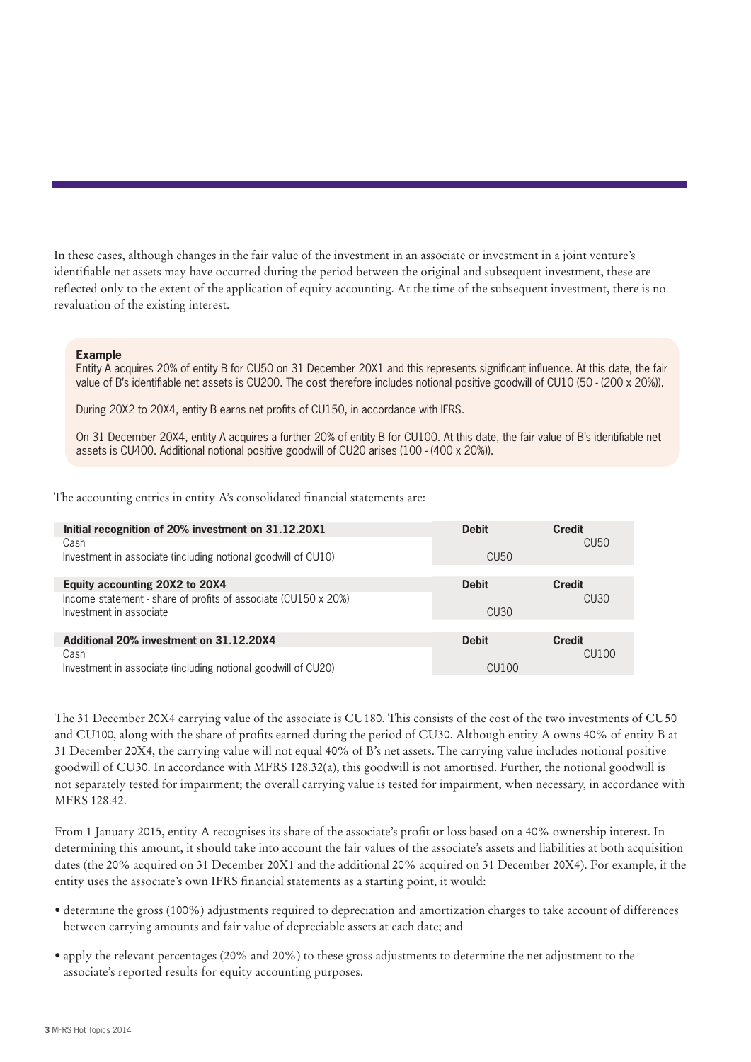In these cases, although changes in the fair value of the investment in an associate or investment in a joint venture's identifiable net assets may have occurred during the period between the original and subsequent investment, these are reflected only to the extent of the application of equity accounting. At the time of the subsequent investment, there is no revaluation of the existing interest.

**Example**

Entity A acquires 20% of entity B for CU50 on 31 December 20X1 and this represents significant influence. At this date, the fair value of B's identifiable net assets is CU200. The cost therefore includes notional positive goodwill of CU10 (50 - (200 x 20%)).

During 20X2 to 20X4, entity B earns net profits of CU150, in accordance with IFRS.

On 31 December 20X4, entity A acquires a further 20% of entity B for CU100. At this date, the fair value of B's identifiable net assets is CU400. Additional notional positive goodwill of CU20 arises (100 - (400 x 20%)).

The accounting entries in entity A's consolidated financial statements are:

| **Initial recognition of 20% investment on 31.12.20X1** | **Debit** | **Credit** |
|---|---|---|
| Cash | | CU50 |
| Investment in associate (including notional goodwill of CU10) | CU50 | |
| **Equity accounting 20X2 to 20X4** | **Debit** | **Credit** |
| Income statement - share of profits of associate (CU150 x 20%) | | CU30 |
| Investment in associate | CU30 | |
| **Additional 20% investment on 31.12.20X4** | **Debit** | **Credit** |
| Cash | | CU100 |
| Investment in associate (including notional goodwill of CU20) | CU100 | |

The 31 December 20X4 carrying value of the associate is CU180. This consists of the cost of the two investments of CU50 and CU100, along with the share of profits earned during the period of CU30. Although entity A owns 40% of entity B at 31 December 20X4, the carrying value will not equal 40% of B's net assets. The carrying value includes notional positive goodwill of CU30. In accordance with MFRS 128.32(a), this goodwill is not amortised. Further, the notional goodwill is not separately tested for impairment; the overall carrying value is tested for impairment, when necessary, in accordance with MFRS 128.42.

From 1 January 2015, entity A recognises its share of the associate's profit or loss based on a 40% ownership interest. In determining this amount, it should take into account the fair values of the associate's assets and liabilities at both acquisition dates (the 20% acquired on 31 December 20X1 and the additional 20% acquired on 31 December 20X4). For example, if the entity uses the associate's own IFRS financial statements as a starting point, it would:

- determine the gross (100%) adjustments required to depreciation and amortization charges to take account of differences between carrying amounts and fair value of depreciable assets at each date; and
- apply the relevant percentages (20% and 20%) to these gross adjustments to determine the net adjustment to the associate's reported results for equity accounting purposes.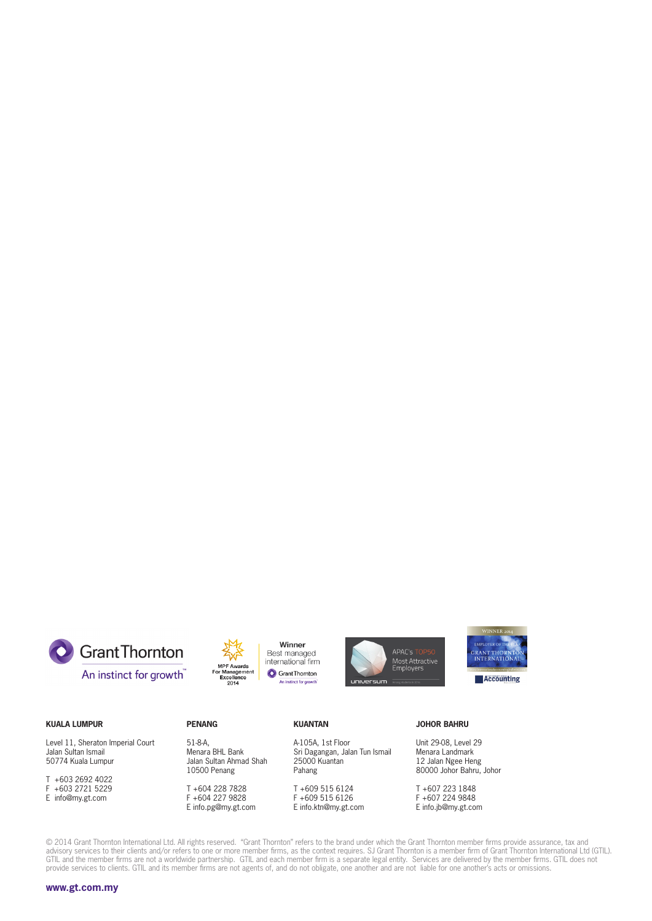Grant Thornton
An instinct for growth™

MPF Awards For Management Excellence 2014

Winner
Best managed international firm
Grant Thornton
An instinct for growth

APAC's TOP50 Most Attractive Employers
universum

WINNER 2014
EMPLOYER OF THE YEAR
GRANT THORNTON INTERNATIONAL
Accounting

**KUALA LUMPUR**

Level 11, Sheraton Imperial Court
Jalan Sultan Ismail
50774 Kuala Lumpur

T +603 2692 4022
F +603 2721 5229
E info@my.gt.com

**PENANG**

51-8-A,
Menara BHL Bank
Jalan Sultan Ahmad Shah
10500 Penang

T +604 228 7828
F +604 227 9828
E info.pg@my.gt.com

**KUANTAN**

A-105A, 1st Floor
Sri Dagangan, Jalan Tun Ismail
25000 Kuantan
Pahang

T +609 515 6124
F +609 515 6126
E info.ktn@my.gt.com

**JOHOR BAHRU**

Unit 29-08, Level 29
Menara Landmark
12 Jalan Ngee Heng
80000 Johor Bahru, Johor

T +607 223 1848
F +607 224 9848
E info.jb@my.gt.com

© 2014 Grant Thornton International Ltd. All rights reserved. "Grant Thornton" refers to the brand under which the Grant Thornton member firms provide assurance, tax and advisory services to their clients and/or refers to one or more member firms, as the context requires. SJ Grant Thornton is a member firm of Grant Thornton International Ltd (GTIL). GTIL and the member firms are not a worldwide partnership. GTIL and each member firm is a separate legal entity. Services are delivered by the member firms. GTIL does not provide services to clients. GTIL and its member firms are not agents of, and do not obligate, one another and are not liable for one another's acts or omissions.

**www.gt.com.my**